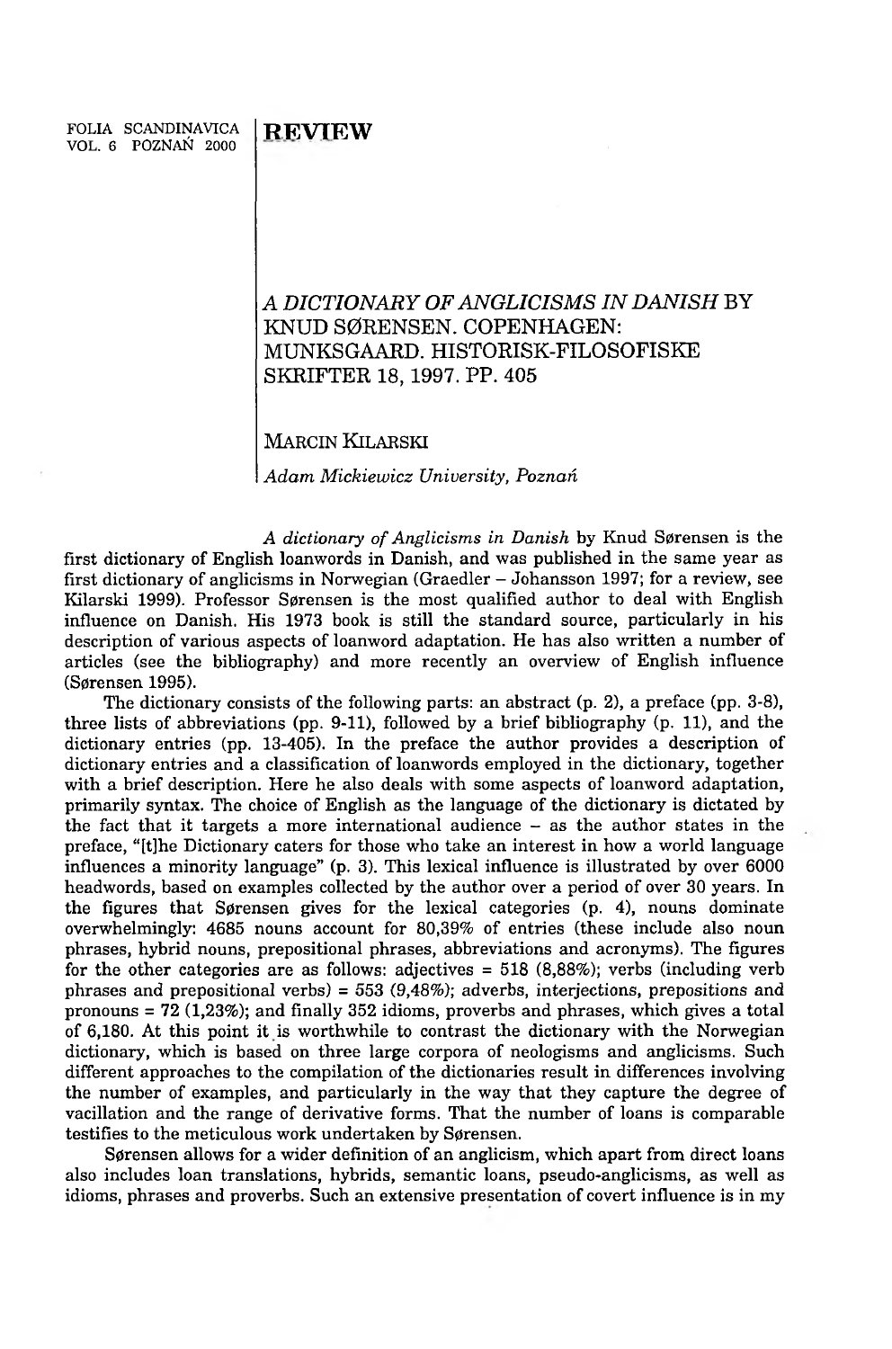# REVIEW

## *A DICTIONARY OF ANGLICISMS IN DANISH* BY KNUD SØRENSEN. COPENHAGEN: MUNKSGAARD. HISTORISK-FILOSOFISKE SKRIFTER 18, 1997. PP. 405

MARCIN KILARSKI

*Adam Mickiewicz University, Poznań*

*A dictionary of Anglicisms in Danish* by Knud Sørensen is the first dictionary of English loanwords in Danish, and was published in the same year as first dictionary of anglicisms in Norwegian (Graedler – Johansson 1997; for a review, see Kilarski 1999). Professor Sørensen is the most qualified author to deal with English influence on Danish. His 1973 book is still the standard source, particularly in his description of various aspects of loanword adaptation. He has also written a number of articles (see the bibliography) and more recently an overview of English influence (Sørensen 1995).

The dictionary consists of the following parts: an abstract (p. 2), a preface (pp. 3-8), three lists of abbreviations (pp. 9-11), followed by a brief bibliography (p. 11), and the dictionary entries (pp. 13-405). In the preface the author provides a description of dictionary entries and a classification of loanwords employed in the dictionary, together with a brief description. Here he also deals with some aspects of loanword adaptation, primarily syntax. The choice of English as the language of the dictionary is dictated by the fact that it targets a more international audience – as the author states in the preface, "[t]he Dictionary caters for those who take an interest in how a world language influences a minority language" (p. 3). This lexical influence is illustrated by over 6000 headwords, based on examples collected by the author over a period of over 30 years. In the figures that Sørensen gives for the lexical categories (p. 4), nouns dominate overwhelmingly: 4685 nouns account for 80,39% of entries (these include also noun phrases, hybrid nouns, prepositional phrases, abbreviations and acronyms). The figures for the other categories are as follows: adjectives = 518 (8,88%); verbs (including verb phrases and prepositional verbs) = 553 (9,48%); adverbs, interjections, prepositions and pronouns = 72 (1,23%); and finally 352 idioms, proverbs and phrases, which gives a total of 6,180. At this point it is worthwhile to contrast the dictionary with the Norwegian dictionary, which is based on three large corpora of neologisms and anglicisms. Such different approaches to the compilation of the dictionaries result in differences involving the number of examples, and particularly in the way that they capture the degree of vacillation and the range of derivative forms. That the number of loans is comparable testifies to the meticulous work undertaken by Sørensen.

Sørensen allows for a wider definition of an anglicism, which apart from direct loans also includes loan translations, hybrids, semantic loans, pseudo-anglicisms, as well as idioms, phrases and proverbs. Such an extensive presentation of covert influence is in my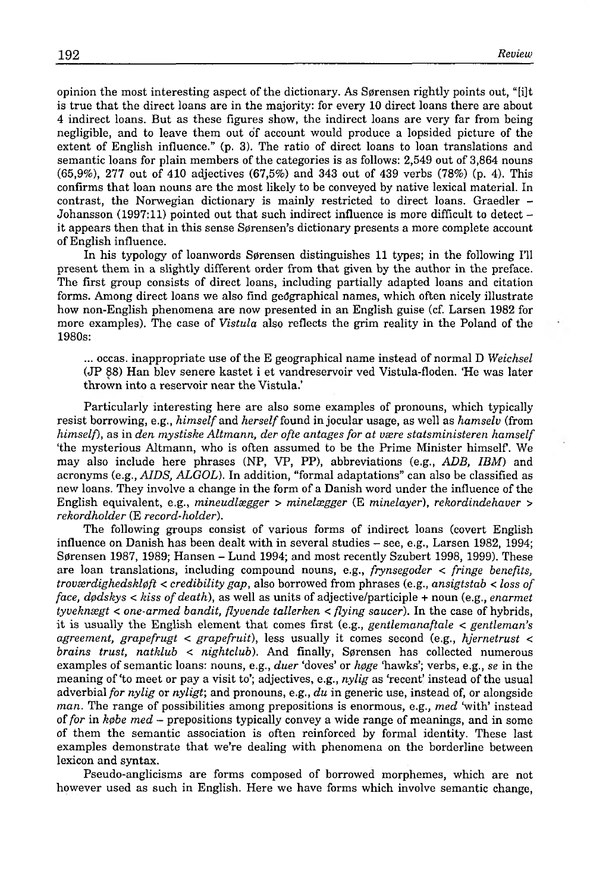opinion the most interesting aspect of the dictionary. As Sørensen rightly points out, "[i]t is true that the direct loans are in the majority: for every 10 direct loans there are about 4 indirect loans. But as these figures show, the indirect loans are very far from being negligible, and to leave them out of account would produce a lopsided picture of the extent of English influence." (p. 3). The ratio of direct loans to loan translations and semantic loans for plain members of the categories is as follows: 2,549 out of 3,864 nouns (65,9%), 277 out of 410 adjectives (67,5%) and 343 out of 439 verbs (78%) (p. 4). This confirms that loan nouns are the most likely to be conveyed by native lexical material. In contrast, the Norwegian dictionary is mainly restricted to direct loans. Graedler – Johansson (1997:11) pointed out that such indirect influence is more difficult to detect – it appears then that in this sense Sørensen's dictionary presents a more complete account of English influence.

In his typology of loanwords Sørensen distinguishes 11 types; in the following I'll present them in a slightly different order from that given by the author in the preface. The first group consists of direct loans, including partially adapted loans and citation forms. Among direct loans we also find geographical names, which often nicely illustrate how non-English phenomena are now presented in an English guise (cf. Larsen 1982 for more examples). The case of *Vistula* also reflects the grim reality in the Poland of the 1980s:

> ... occas. inappropriate use of the E geographical name instead of normal D *Weichsel* (JP 88) Han blev senere kastet i et vandreservoir ved Vistula-floden. 'He was later thrown into a reservoir near the Vistula.'

Particularly interesting here are also some examples of pronouns, which typically resist borrowing, e.g., *himself* and *herself* found in jocular usage, as well as *hamselv* (from *himself*), as in *den mystiske Altmann, der ofte antages for at være statsministeren hamself* 'the mysterious Altmann, who is often assumed to be the Prime Minister himself'. We may also include here phrases (NP, VP, PP), abbreviations (e.g., *ADB, IBM*) and acronyms (e.g., *AIDS, ALGOL*). In addition, "formal adaptations" can also be classified as new loans. They involve a change in the form of a Danish word under the influence of the English equivalent, e.g., *mineudlægger* > *minelægger* (E *minelayer*), *rekordindehaver* > *rekordholder* (E *record-holder*).

The following groups consist of various forms of indirect loans (covert English influence on Danish has been dealt with in several studies – see, e.g., Larsen 1982, 1994; Sørensen 1987, 1989; Hansen – Lund 1994; and most recently Szubert 1998, 1999). These are loan translations, including compound nouns, e.g., *frynsegoder* < *fringe benefits, troværdighedskløft* < *credibility gap*, also borrowed from phrases (e.g., *ansigtstab* < *loss of face, dødskys* < *kiss of death*), as well as units of adjective/participle + noun (e.g., *enarmet tyveknægt* < *one-armed bandit, flyvende tallerken* < *flying saucer*). In the case of hybrids, it is usually the English element that comes first (e.g., *gentlemanaftale* < *gentleman's agreement, grapefrugt* < *grapefruit*), less usually it comes second (e.g., *hjernetrust* < *brains trust, natklub* < *nightclub*). And finally, Sørensen has collected numerous examples of semantic loans: nouns, e.g., *duer* 'doves' or *høge* 'hawks'; verbs, e.g., *se* in the meaning of 'to meet or pay a visit to'; adjectives, e.g., *nylig* as 'recent' instead of the usual adverbial *for nylig* or *nyligt*; and pronouns, e.g., *du* in generic use, instead of, or alongside *man*. The range of possibilities among prepositions is enormous, e.g., *med* 'with' instead of *for* in *købe med* – prepositions typically convey a wide range of meanings, and in some of them the semantic association is often reinforced by formal identity. These last examples demonstrate that we're dealing with phenomena on the borderline between lexicon and syntax.

Pseudo-anglicisms are forms composed of borrowed morphemes, which are not however used as such in English. Here we have forms which involve semantic change,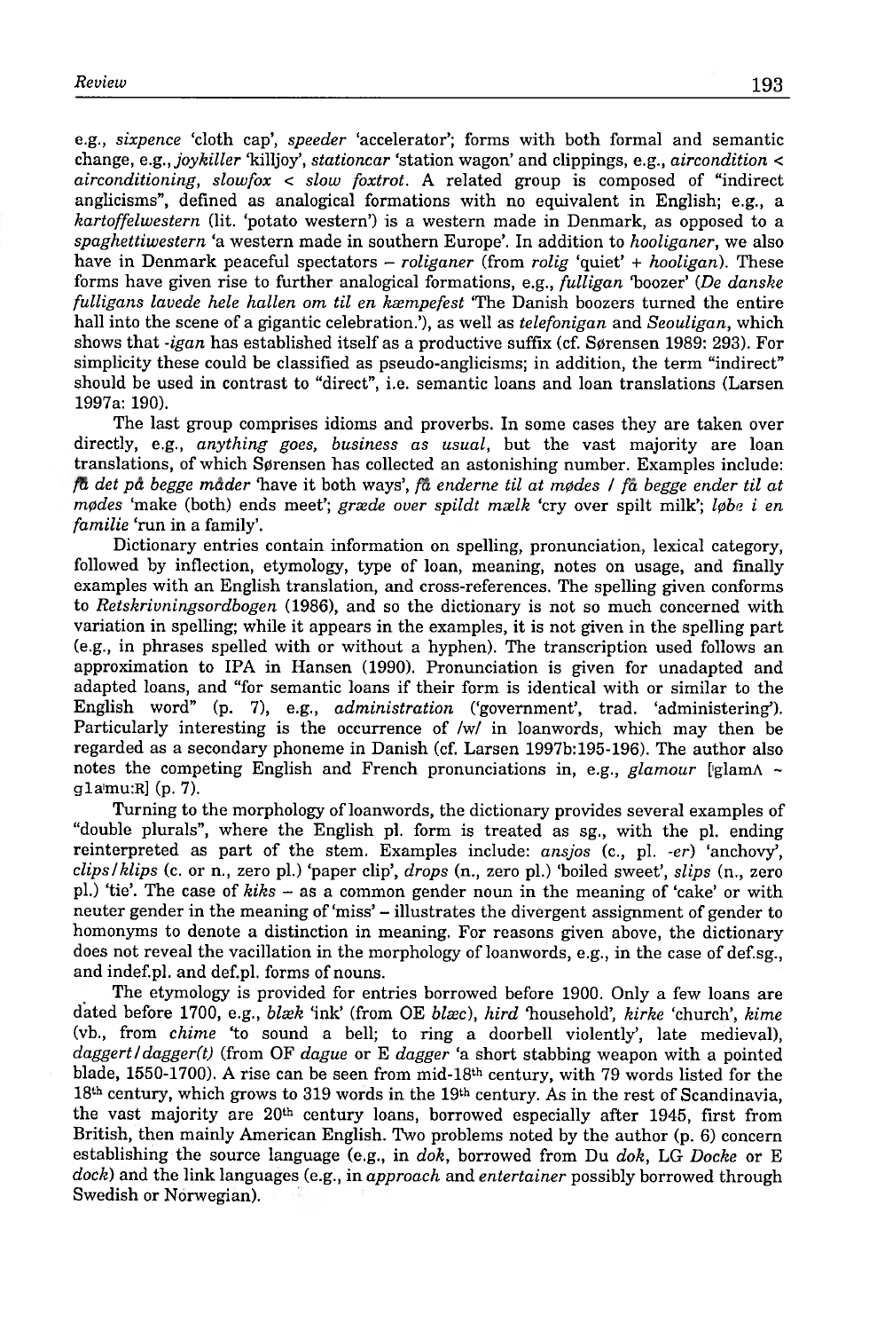e.g., *sixpence* 'cloth cap', *speeder* 'accelerator'; forms with both formal and semantic change, e.g., *joykiller* 'killjoy', *stationcar* 'station wagon' and clippings, e.g., *aircondition* < *airconditioning*, *slowfox* < *slow foxtrot*. A related group is composed of "indirect anglicisms", defined as analogical formations with no equivalent in English; e.g., a *kartoffelwestern* (lit. 'potato western') is a western made in Denmark, as opposed to a *spaghettiwestern* 'a western made in southern Europe'. In addition to *hooliganer*, we also have in Denmark peaceful spectators – *roliganer* (from *rolig* 'quiet' + *hooligan*). These forms have given rise to further analogical formations, e.g., *fulligan* 'boozer' (*De danske fulligans lavede hele hallen om til en kæmpefest* 'The Danish boozers turned the entire hall into the scene of a gigantic celebration.'), as well as *telefonigan* and *Seouligan*, which shows that *-igan* has established itself as a productive suffix (cf. Sørensen 1989: 293). For simplicity these could be classified as pseudo-anglicisms; in addition, the term "indirect" should be used in contrast to "direct", i.e. semantic loans and loan translations (Larsen 1997a: 190).

The last group comprises idioms and proverbs. In some cases they are taken over directly, e.g., *anything goes, business as usual*, but the vast majority are loan translations, of which Sørensen has collected an astonishing number. Examples include: *få det på begge måder* 'have it both ways', *få enderne til at mødes / få begge ender til at mødes* 'make (both) ends meet'; *græde over spildt mælk* 'cry over spilt milk'; *løbe i en familie* 'run in a family'.

Dictionary entries contain information on spelling, pronunciation, lexical category, followed by inflection, etymology, type of loan, meaning, notes on usage, and finally examples with an English translation, and cross-references. The spelling given conforms to *Retskrivningsordbogen* (1986), and so the dictionary is not so much concerned with variation in spelling; while it appears in the examples, it is not given in the spelling part (e.g., in phrases spelled with or without a hyphen). The transcription used follows an approximation to IPA in Hansen (1990). Pronunciation is given for unadapted and adapted loans, and "for semantic loans if their form is identical with or similar to the English word" (p. 7), e.g., *administration* ('government', trad. 'administering'). Particularly interesting is the occurrence of /w/ in loanwords, which may then be regarded as a secondary phoneme in Danish (cf. Larsen 1997b:195-196). The author also notes the competing English and French pronunciations in, e.g., *glamour* [ˈglamʌ ~ glaˈmu:ʀ] (p. 7).

Turning to the morphology of loanwords, the dictionary provides several examples of "double plurals", where the English pl. form is treated as sg., with the pl. ending reinterpreted as part of the stem. Examples include: *ansjos* (c., pl. *-er*) 'anchovy', *clips/klips* (c. or n., zero pl.) 'paper clip', *drops* (n., zero pl.) 'boiled sweet', *slips* (n., zero pl.) 'tie'. The case of *kiks* – as a common gender noun in the meaning of 'cake' or with neuter gender in the meaning of 'miss' – illustrates the divergent assignment of gender to homonyms to denote a distinction in meaning. For reasons given above, the dictionary does not reveal the vacillation in the morphology of loanwords, e.g., in the case of def.sg., and indef.pl. and def.pl. forms of nouns.

The etymology is provided for entries borrowed before 1900. Only a few loans are dated before 1700, e.g., *blæk* 'ink' (from OE *blæc*), *hird* 'household', *kirke* 'church', *kime* (vb., from *chime* 'to sound a bell; to ring a doorbell violently', late medieval), *daggert/dagger(t)* (from OF *dague* or E *dagger* 'a short stabbing weapon with a pointed blade, 1550-1700). A rise can be seen from mid-18th century, with 79 words listed for the 18th century, which grows to 319 words in the 19th century. As in the rest of Scandinavia, the vast majority are 20th century loans, borrowed especially after 1945, first from British, then mainly American English. Two problems noted by the author (p. 6) concern establishing the source language (e.g., in *dok*, borrowed from Du *dok*, LG *Docke* or E *dock*) and the link languages (e.g., in *approach* and *entertainer* possibly borrowed through Swedish or Norwegian).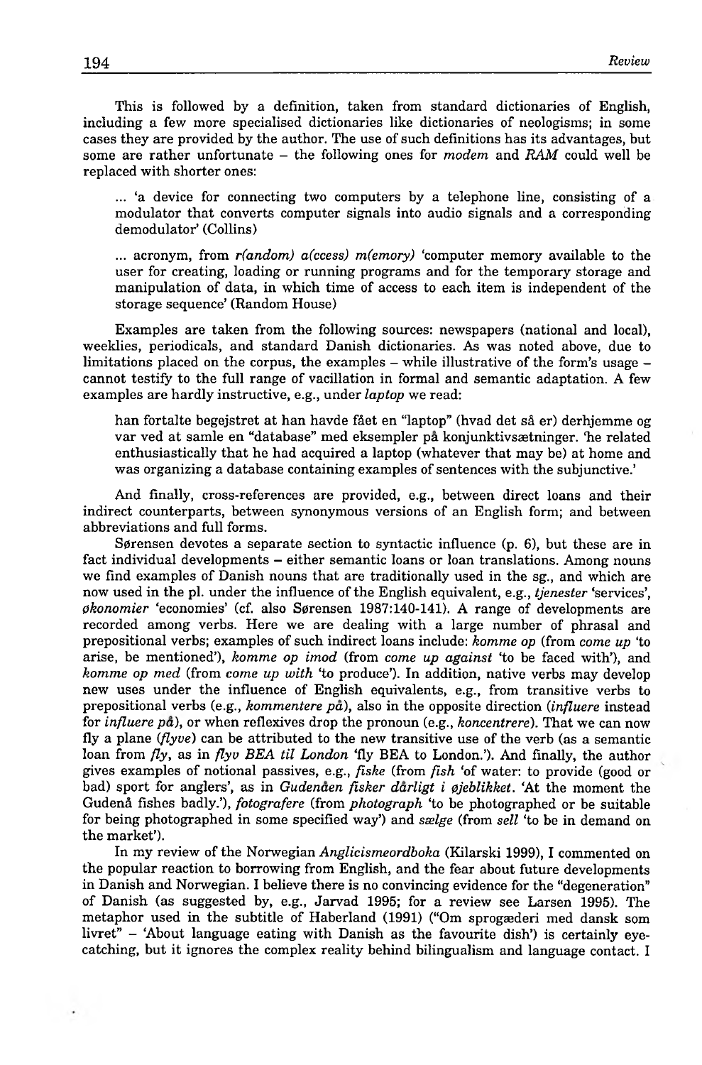This is followed by a definition, taken from standard dictionaries of English, including a few more specialised dictionaries like dictionaries of neologisms; in some cases they are provided by the author. The use of such definitions has its advantages, but some are rather unfortunate – the following ones for *modem* and *RAM* could well be replaced with shorter ones:

> ... 'a device for connecting two computers by a telephone line, consisting of a modulator that converts computer signals into audio signals and a corresponding demodulator' (Collins)

> ... acronym, from *r(andom) a(ccess) m(emory)* 'computer memory available to the user for creating, loading or running programs and for the temporary storage and manipulation of data, in which time of access to each item is independent of the storage sequence' (Random House)

Examples are taken from the following sources: newspapers (national and local), weeklies, periodicals, and standard Danish dictionaries. As was noted above, due to limitations placed on the corpus, the examples – while illustrative of the form's usage – cannot testify to the full range of vacillation in formal and semantic adaptation. A few examples are hardly instructive, e.g., under *laptop* we read:

> han fortalte begejstret at han havde fået en "laptop" (hvad det så er) derhjemme og var ved at samle en "database" med eksempler på konjunktivsætninger. 'he related enthusiastically that he had acquired a laptop (whatever that may be) at home and was organizing a database containing examples of sentences with the subjunctive.'

And finally, cross-references are provided, e.g., between direct loans and their indirect counterparts, between synonymous versions of an English form; and between abbreviations and full forms.

Sørensen devotes a separate section to syntactic influence (p. 6), but these are in fact individual developments – either semantic loans or loan translations. Among nouns we find examples of Danish nouns that are traditionally used in the sg., and which are now used in the pl. under the influence of the English equivalent, e.g., *tjenester* 'services', *økonomier* 'economies' (cf. also Sørensen 1987:140-141). A range of developments are recorded among verbs. Here we are dealing with a large number of phrasal and prepositional verbs; examples of such indirect loans include: *komme op* (from *come up* 'to arise, be mentioned'), *komme op imod* (from *come up against* 'to be faced with'), and *komme op med* (from *come up with* 'to produce'). In addition, native verbs may develop new uses under the influence of English equivalents, e.g., from transitive verbs to prepositional verbs (e.g., *kommentere på*), also in the opposite direction (*influere* instead for *influere på*), or when reflexives drop the pronoun (e.g., *koncentrere*). That we can now fly a plane (*flyve*) can be attributed to the new transitive use of the verb (as a semantic loan from *fly*, as in *flyv BEA til London* 'fly BEA to London.'). And finally, the author gives examples of notional passives, e.g., *fiske* (from *fish* 'of water: to provide (good or bad) sport for anglers', as in *Gudenåen fisker dårligt i øjeblikket*. 'At the moment the Gudenå fishes badly.'), *fotografere* (from *photograph* 'to be photographed or be suitable for being photographed in some specified way') and *sælge* (from *sell* 'to be in demand on the market').

In my review of the Norwegian *Anglicismeordboka* (Kilarski 1999), I commented on the popular reaction to borrowing from English, and the fear about future developments in Danish and Norwegian. I believe there is no convincing evidence for the "degeneration" of Danish (as suggested by, e.g., Jarvad 1995; for a review see Larsen 1995). The metaphor used in the subtitle of Haberland (1991) ("Om sprogæderi med dansk som livret" – 'About language eating with Danish as the favourite dish') is certainly eye-catching, but it ignores the complex reality behind bilingualism and language contact. I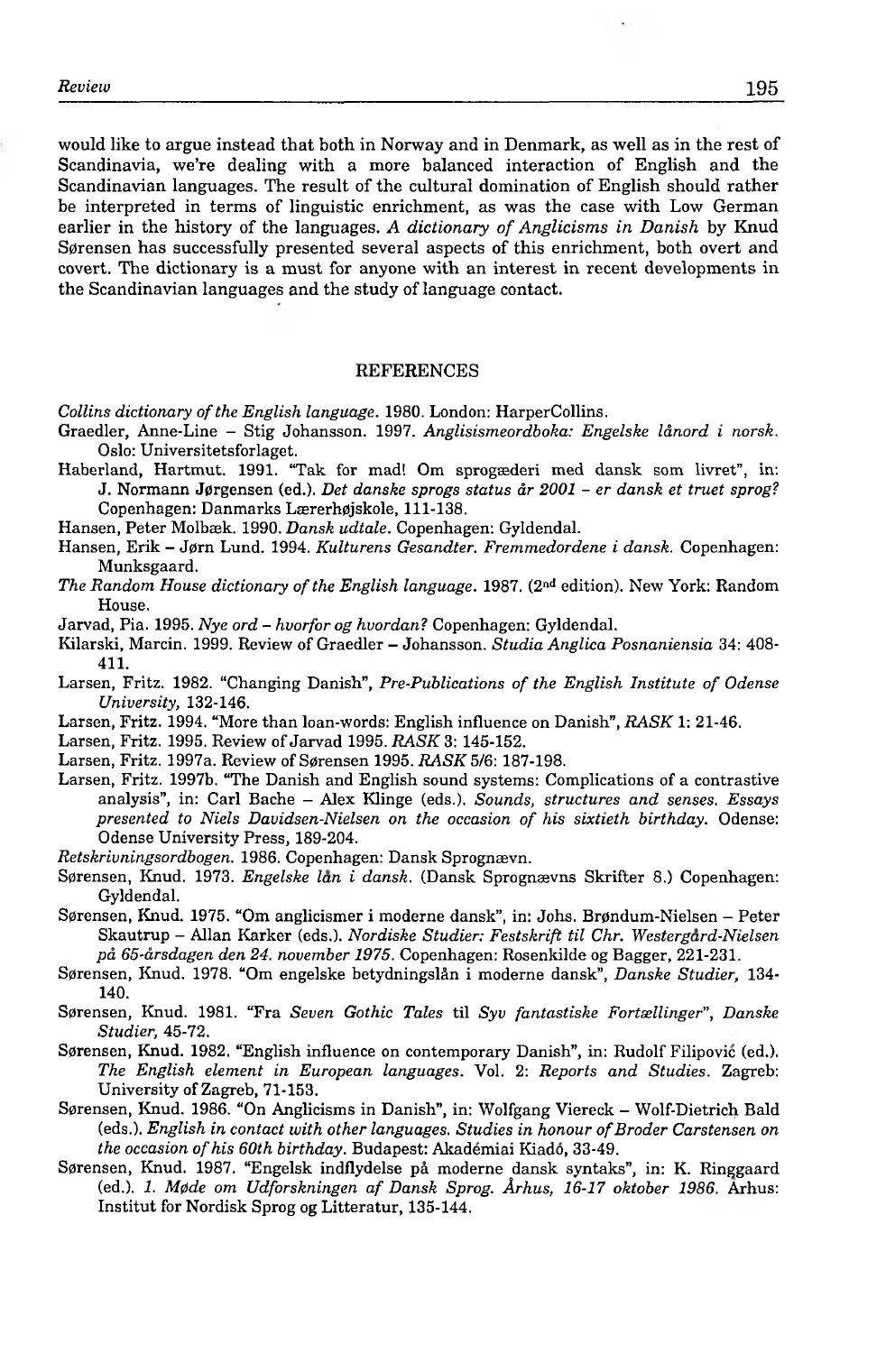would like to argue instead that both in Norway and in Denmark, as well as in the rest of Scandinavia, we're dealing with a more balanced interaction of English and the Scandinavian languages. The result of the cultural domination of English should rather be interpreted in terms of linguistic enrichment, as was the case with Low German earlier in the history of the languages. *A dictionary of Anglicisms in Danish* by Knud Sørensen has successfully presented several aspects of this enrichment, both overt and covert. The dictionary is a must for anyone with an interest in recent developments in the Scandinavian languages and the study of language contact.

## REFERENCES

*Collins dictionary of the English language*. 1980. London: HarperCollins.

Graedler, Anne-Line – Stig Johansson. 1997. *Anglisismeordboka: Engelske lånord i norsk*. Oslo: Universitetsforlaget.

Haberland, Hartmut. 1991. "Tak for mad! Om sprogæderi med dansk som livret", in: J. Normann Jørgensen (ed.). *Det danske sprogs status år 2001 – er dansk et truet sprog?* Copenhagen: Danmarks Lærerhøjskole, 111-138.

Hansen, Peter Molbæk. 1990. *Dansk udtale*. Copenhagen: Gyldendal.

Hansen, Erik – Jørn Lund. 1994. *Kulturens Gesandter. Fremmedordene i dansk*. Copenhagen: Munksgaard.

*The Random House dictionary of the English language*. 1987. (2nd edition). New York: Random House.

Jarvad, Pia. 1995. *Nye ord – hvorfor og hvordan?* Copenhagen: Gyldendal.

Kilarski, Marcin. 1999. Review of Graedler – Johansson. *Studia Anglica Posnaniensia* 34: 408-411.

Larsen, Fritz. 1982. "Changing Danish", *Pre-Publications of the English Institute of Odense University*, 132-146.

Larsen, Fritz. 1994. "More than loan-words: English influence on Danish", *RASK* 1: 21-46.

Larsen, Fritz. 1995. Review of Jarvad 1995. *RASK* 3: 145-152.

Larsen, Fritz. 1997a. Review of Sørensen 1995. *RASK* 5/6: 187-198.

Larsen, Fritz. 1997b. "The Danish and English sound systems: Complications of a contrastive analysis", in: Carl Bache – Alex Klinge (eds.). *Sounds, structures and senses. Essays presented to Niels Davidsen-Nielsen on the occasion of his sixtieth birthday*. Odense: Odense University Press, 189-204.

*Retskrivningsordbogen*. 1986. Copenhagen: Dansk Sprognævn.

Sørensen, Knud. 1973. *Engelske lån i dansk*. (Dansk Sprognævns Skrifter 8.) Copenhagen: Gyldendal.

Sørensen, Knud. 1975. "Om anglicismer i moderne dansk", in: Johs. Brøndum-Nielsen – Peter Skautrup – Allan Karker (eds.). *Nordiske Studier: Festskrift til Chr. Westergård-Nielsen på 65-årsdagen den 24. november 1975*. Copenhagen: Rosenkilde og Bagger, 221-231.

Sørensen, Knud. 1978. "Om engelske betydningslån i moderne dansk", *Danske Studier*, 134-140.

Sørensen, Knud. 1981. "Fra *Seven Gothic Tales* til *Syv fantastiske Fortællinger*", *Danske Studier*, 45-72.

Sørensen, Knud. 1982. "English influence on contemporary Danish", in: Rudolf Filipović (ed.). *The English element in European languages*. Vol. 2: *Reports and Studies*. Zagreb: University of Zagreb, 71-153.

Sørensen, Knud. 1986. "On Anglicisms in Danish", in: Wolfgang Viereck – Wolf-Dietrich Bald (eds.). *English in contact with other languages. Studies in honour of Broder Carstensen on the occasion of his 60th birthday*. Budapest: Akadémiai Kiadó, 33-49.

Sørensen, Knud. 1987. "Engelsk indflydelse på moderne dansk syntaks", in: K. Ringgaard (ed.). *1. Møde om Udforskningen af Dansk Sprog. Århus, 16-17 oktober 1986*. Århus: Institut for Nordisk Sprog og Litteratur, 135-144.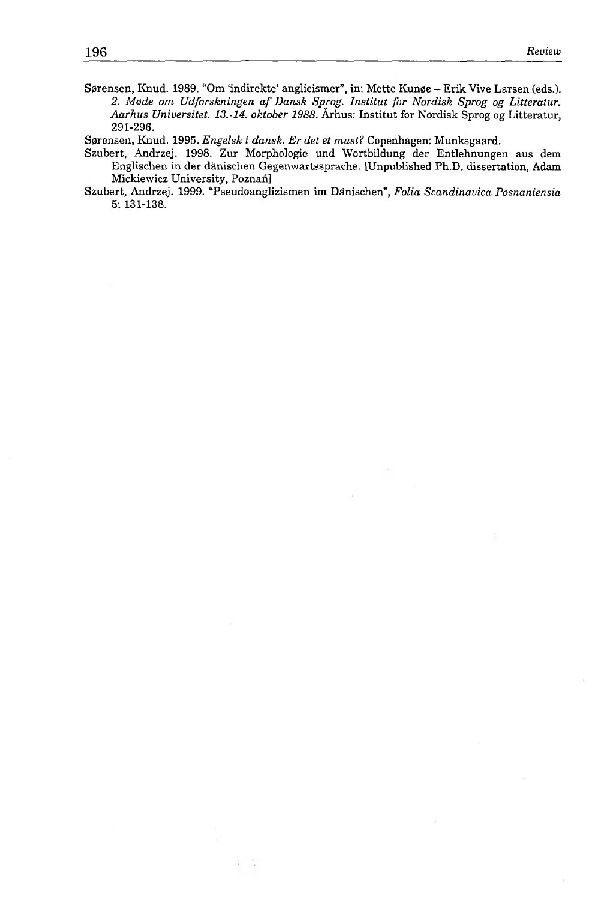Sørensen, Knud. 1989. "Om 'indirekte' anglicismer", in: Mette Kunøe – Erik Vive Larsen (eds.). *2. Møde om Udforskningen af Dansk Sprog. Institut for Nordisk Sprog og Litteratur. Aarhus Universitet. 13.-14. oktober 1988.* Århus: Institut for Nordisk Sprog og Litteratur, 291-296.

Sørensen, Knud. 1995. *Engelsk i dansk. Er det et must?* Copenhagen: Munksgaard.

Szubert, Andrzej. 1998. Zur Morphologie und Wortbildung der Entlehnungen aus dem Englischen in der dänischen Gegenwartssprache. [Unpublished Ph.D. dissertation, Adam Mickiewicz University, Poznań]

Szubert, Andrzej. 1999. "Pseudoanglizismen im Dänischen", *Folia Scandinavica Posnaniensia* 5: 131-138.